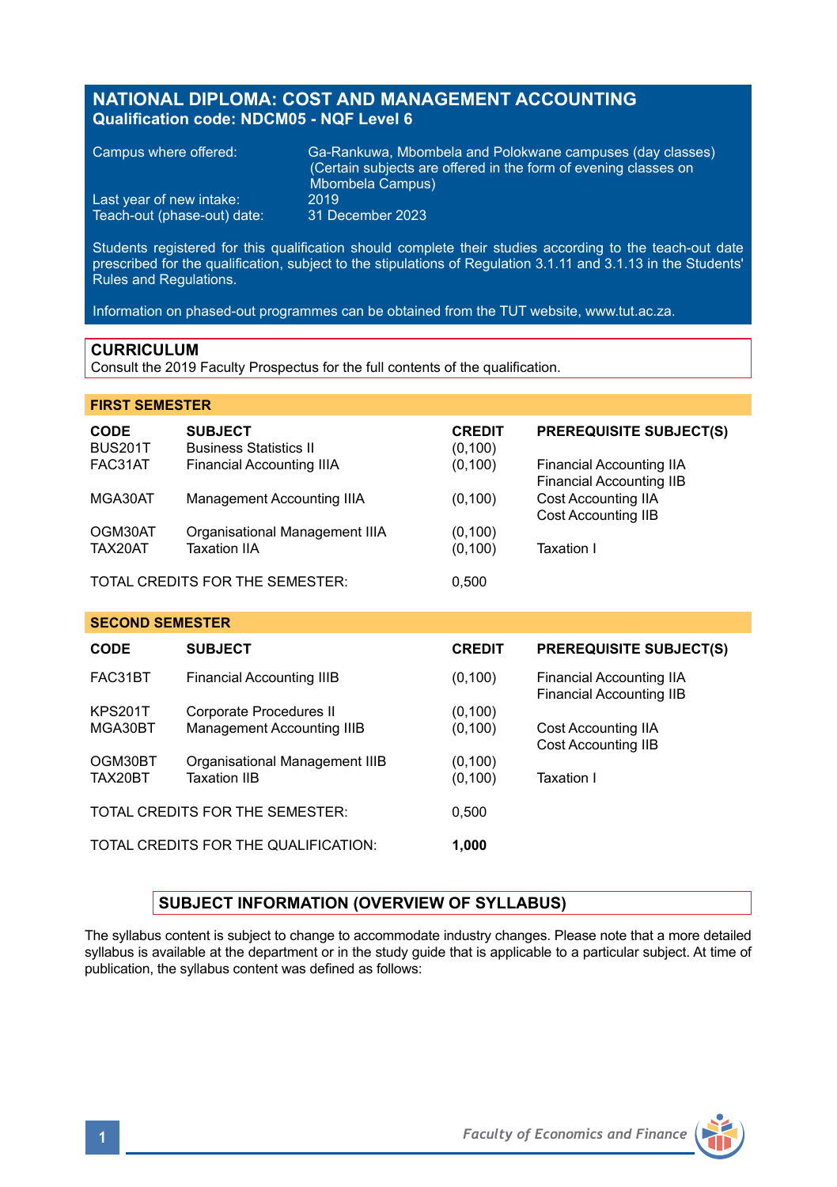# NATIONAL DIPLOMA: COST AND MANAGEMENT ACCOUNTING
**Qualification code: NDCM05 - NQF Level 6**

Campus where offered: Ga-Rankuwa, Mbombela and Polokwane campuses (day classes) (Certain subjects are offered in the form of evening classes on Mbombela Campus)
Last year of new intake: 2019
Teach-out (phase-out) date: 31 December 2023

Students registered for this qualification should complete their studies according to the teach-out date prescribed for the qualification, subject to the stipulations of Regulation 3.1.11 and 3.1.13 in the Students' Rules and Regulations.

Information on phased-out programmes can be obtained from the TUT website, www.tut.ac.za.

## CURRICULUM
Consult the 2019 Faculty Prospectus for the full contents of the qualification.

### FIRST SEMESTER

| CODE | SUBJECT | CREDIT | PREREQUISITE SUBJECT(S) |
|---|---|---|---|
| BUS201T | Business Statistics II | (0,100) | |
| FAC31AT | Financial Accounting IIIA | (0,100) | Financial Accounting IIA<br>Financial Accounting IIB |
| MGA30AT | Management Accounting IIIA | (0,100) | Cost Accounting IIA<br>Cost Accounting IIB |
| OGM30AT | Organisational Management IIIA | (0,100) | |
| TAX20AT | Taxation IIA | (0,100) | Taxation I |
| TOTAL CREDITS FOR THE SEMESTER: | | 0,500 | |

### SECOND SEMESTER

| CODE | SUBJECT | CREDIT | PREREQUISITE SUBJECT(S) |
|---|---|---|---|
| FAC31BT | Financial Accounting IIIB | (0,100) | Financial Accounting IIA<br>Financial Accounting IIB |
| KPS201T | Corporate Procedures II | (0,100) | |
| MGA30BT | Management Accounting IIIB | (0,100) | Cost Accounting IIA<br>Cost Accounting IIB |
| OGM30BT | Organisational Management IIIB | (0,100) | |
| TAX20BT | Taxation IIB | (0,100) | Taxation I |
| TOTAL CREDITS FOR THE SEMESTER: | | 0,500 | |
| TOTAL CREDITS FOR THE QUALIFICATION: | | **1,000** | |

## SUBJECT INFORMATION (OVERVIEW OF SYLLABUS)

The syllabus content is subject to change to accommodate industry changes. Please note that a more detailed syllabus is available at the department or in the study guide that is applicable to a particular subject. At time of publication, the syllabus content was defined as follows: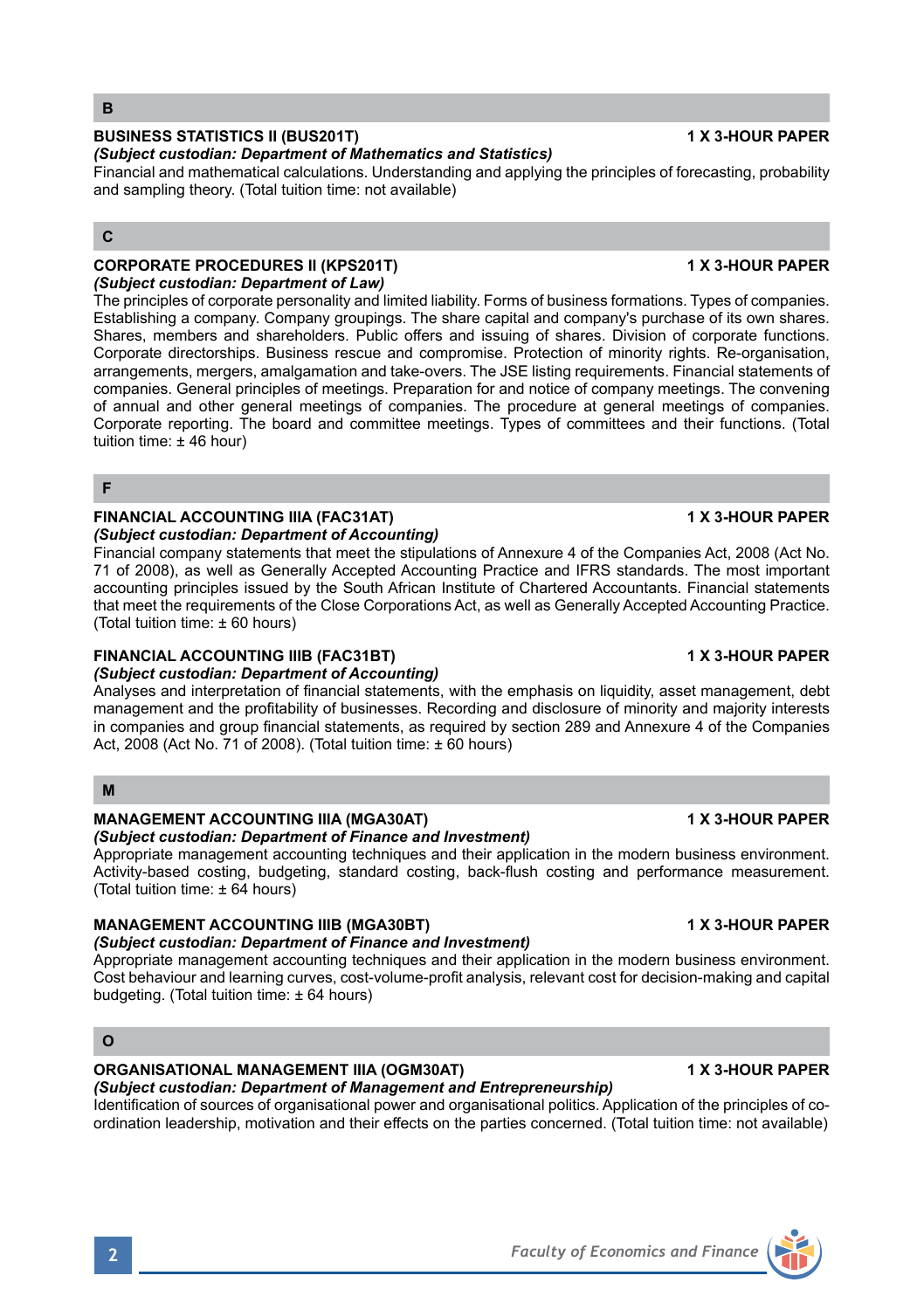## B

### BUSINESS STATISTICS II (BUS201T) — 1 X 3-HOUR PAPER

***(Subject custodian: Department of Mathematics and Statistics)***

Financial and mathematical calculations. Understanding and applying the principles of forecasting, probability and sampling theory. (Total tuition time: not available)

## C

### CORPORATE PROCEDURES II (KPS201T) — 1 X 3-HOUR PAPER

***(Subject custodian: Department of Law)***

The principles of corporate personality and limited liability. Forms of business formations. Types of companies. Establishing a company. Company groupings. The share capital and company's purchase of its own shares. Shares, members and shareholders. Public offers and issuing of shares. Division of corporate functions. Corporate directorships. Business rescue and compromise. Protection of minority rights. Re-organisation, arrangements, mergers, amalgamation and take-overs. The JSE listing requirements. Financial statements of companies. General principles of meetings. Preparation for and notice of company meetings. The convening of annual and other general meetings of companies. The procedure at general meetings of companies. Corporate reporting. The board and committee meetings. Types of committees and their functions. (Total tuition time: ± 46 hour)

## F

### FINANCIAL ACCOUNTING IIIA (FAC31AT) — 1 X 3-HOUR PAPER

***(Subject custodian: Department of Accounting)***

Financial company statements that meet the stipulations of Annexure 4 of the Companies Act, 2008 (Act No. 71 of 2008), as well as Generally Accepted Accounting Practice and IFRS standards. The most important accounting principles issued by the South African Institute of Chartered Accountants. Financial statements that meet the requirements of the Close Corporations Act, as well as Generally Accepted Accounting Practice. (Total tuition time: ± 60 hours)

### FINANCIAL ACCOUNTING IIIB (FAC31BT) — 1 X 3-HOUR PAPER

***(Subject custodian: Department of Accounting)***

Analyses and interpretation of financial statements, with the emphasis on liquidity, asset management, debt management and the profitability of businesses. Recording and disclosure of minority and majority interests in companies and group financial statements, as required by section 289 and Annexure 4 of the Companies Act, 2008 (Act No. 71 of 2008). (Total tuition time: ± 60 hours)

## M

### MANAGEMENT ACCOUNTING IIIA (MGA30AT) — 1 X 3-HOUR PAPER

***(Subject custodian: Department of Finance and Investment)***

Appropriate management accounting techniques and their application in the modern business environment. Activity-based costing, budgeting, standard costing, back-flush costing and performance measurement. (Total tuition time: ± 64 hours)

### MANAGEMENT ACCOUNTING IIIB (MGA30BT) — 1 X 3-HOUR PAPER

***(Subject custodian: Department of Finance and Investment)***

Appropriate management accounting techniques and their application in the modern business environment. Cost behaviour and learning curves, cost-volume-profit analysis, relevant cost for decision-making and capital budgeting. (Total tuition time: ± 64 hours)

## O

### ORGANISATIONAL MANAGEMENT IIIA (OGM30AT) — 1 X 3-HOUR PAPER

***(Subject custodian: Department of Management and Entrepreneurship)***

Identification of sources of organisational power and organisational politics. Application of the principles of co-ordination leadership, motivation and their effects on the parties concerned. (Total tuition time: not available)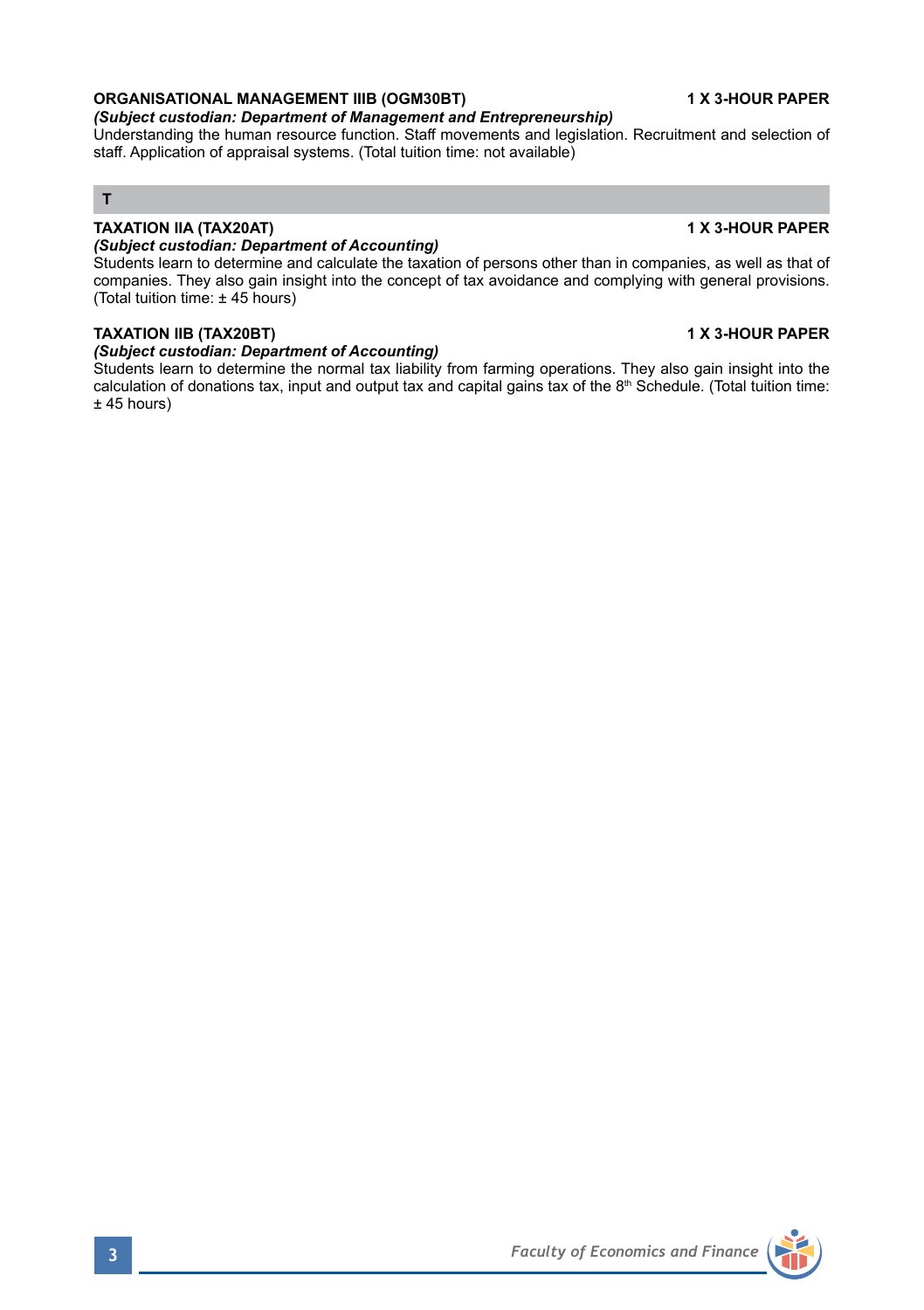**ORGANISATIONAL MANAGEMENT IIIB (OGM30BT)** **1 X 3-HOUR PAPER**

***(Subject custodian: Department of Management and Entrepreneurship)***

Understanding the human resource function. Staff movements and legislation. Recruitment and selection of staff. Application of appraisal systems. (Total tuition time: not available)

## T

**TAXATION IIA (TAX20AT)** **1 X 3-HOUR PAPER**

***(Subject custodian: Department of Accounting)***

Students learn to determine and calculate the taxation of persons other than in companies, as well as that of companies. They also gain insight into the concept of tax avoidance and complying with general provisions. (Total tuition time: ± 45 hours)

**TAXATION IIB (TAX20BT)** **1 X 3-HOUR PAPER**

***(Subject custodian: Department of Accounting)***

Students learn to determine the normal tax liability from farming operations. They also gain insight into the calculation of donations tax, input and output tax and capital gains tax of the 8th Schedule. (Total tuition time: ± 45 hours)